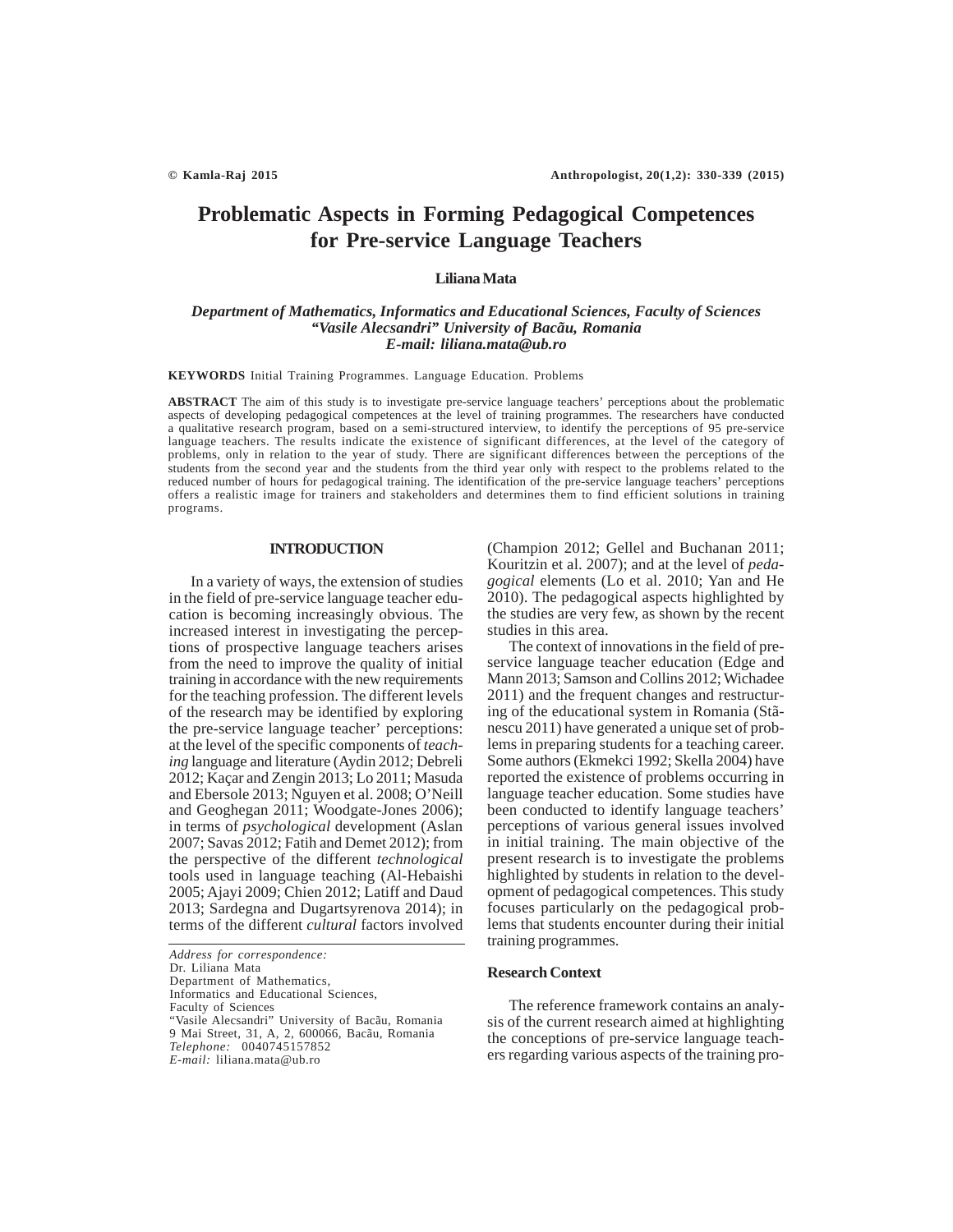# Problematic Aspects in Forming Pedagogical Competences for Pre-service Language Teachers

**Liliana Mata**

***Department of Mathematics, Informatics and Educational Sciences, Faculty of Sciences***
***"Vasile Alecsandri" University of Bacău, Romania***
***E-mail: liliana.mata@ub.ro***

**KEYWORDS** Initial Training Programmes. Language Education. Problems

**ABSTRACT** The aim of this study is to investigate pre-service language teachers' perceptions about the problematic aspects of developing pedagogical competences at the level of training programmes. The researchers have conducted a qualitative research program, based on a semi-structured interview, to identify the perceptions of 95 pre-service language teachers. The results indicate the existence of significant differences, at the level of the category of problems, only in relation to the year of study. There are significant differences between the perceptions of the students from the second year and the students from the third year only with respect to the problems related to the reduced number of hours for pedagogical training. The identification of the pre-service language teachers' perceptions offers a realistic image for trainers and stakeholders and determines them to find efficient solutions in training programs.

## INTRODUCTION

In a variety of ways, the extension of studies in the field of pre-service language teacher education is becoming increasingly obvious. The increased interest in investigating the perceptions of prospective language teachers arises from the need to improve the quality of initial training in accordance with the new requirements for the teaching profession. The different levels of the research may be identified by exploring the pre-service language teacher' perceptions: at the level of the specific components of *teaching* language and literature (Aydin 2012; Debreli 2012; Kaçar and Zengin 2013; Lo 2011; Masuda and Ebersole 2013; Nguyen et al. 2008; O'Neill and Geoghegan 2011; Woodgate-Jones 2006); in terms of *psychological* development (Aslan 2007; Savas 2012; Fatih and Demet 2012); from the perspective of the different *technological* tools used in language teaching (Al-Hebaishi 2005; Ajayi 2009; Chien 2012; Latiff and Daud 2013; Sardegna and Dugartsyrenova 2014); in terms of the different *cultural* factors involved (Champion 2012; Gellel and Buchanan 2011; Kouritzin et al. 2007); and at the level of *pedagogical* elements (Lo et al. 2010; Yan and He 2010). The pedagogical aspects highlighted by the studies are very few, as shown by the recent studies in this area.

The context of innovations in the field of pre-service language teacher education (Edge and Mann 2013; Samson and Collins 2012; Wichadee 2011) and the frequent changes and restructuring of the educational system in Romania (Stănescu 2011) have generated a unique set of problems in preparing students for a teaching career. Some authors (Ekmekci 1992; Skella 2004) have reported the existence of problems occurring in language teacher education. Some studies have been conducted to identify language teachers' perceptions of various general issues involved in initial training. The main objective of the present research is to investigate the problems highlighted by students in relation to the development of pedagogical competences. This study focuses particularly on the pedagogical problems that students encounter during their initial training programmes.

### Research Context

The reference framework contains an analysis of the current research aimed at highlighting the conceptions of pre-service language teachers regarding various aspects of the training pro-

*Address for correspondence:*
Dr. Liliana Mata
Department of Mathematics,
Informatics and Educational Sciences,
Faculty of Sciences
"Vasile Alecsandri" University of Bacău, Romania
9 Mai Street, 31, A, 2, 600066, Bacău, Romania
*Telephone:* 0040745157852
*E-mail:* liliana.mata@ub.ro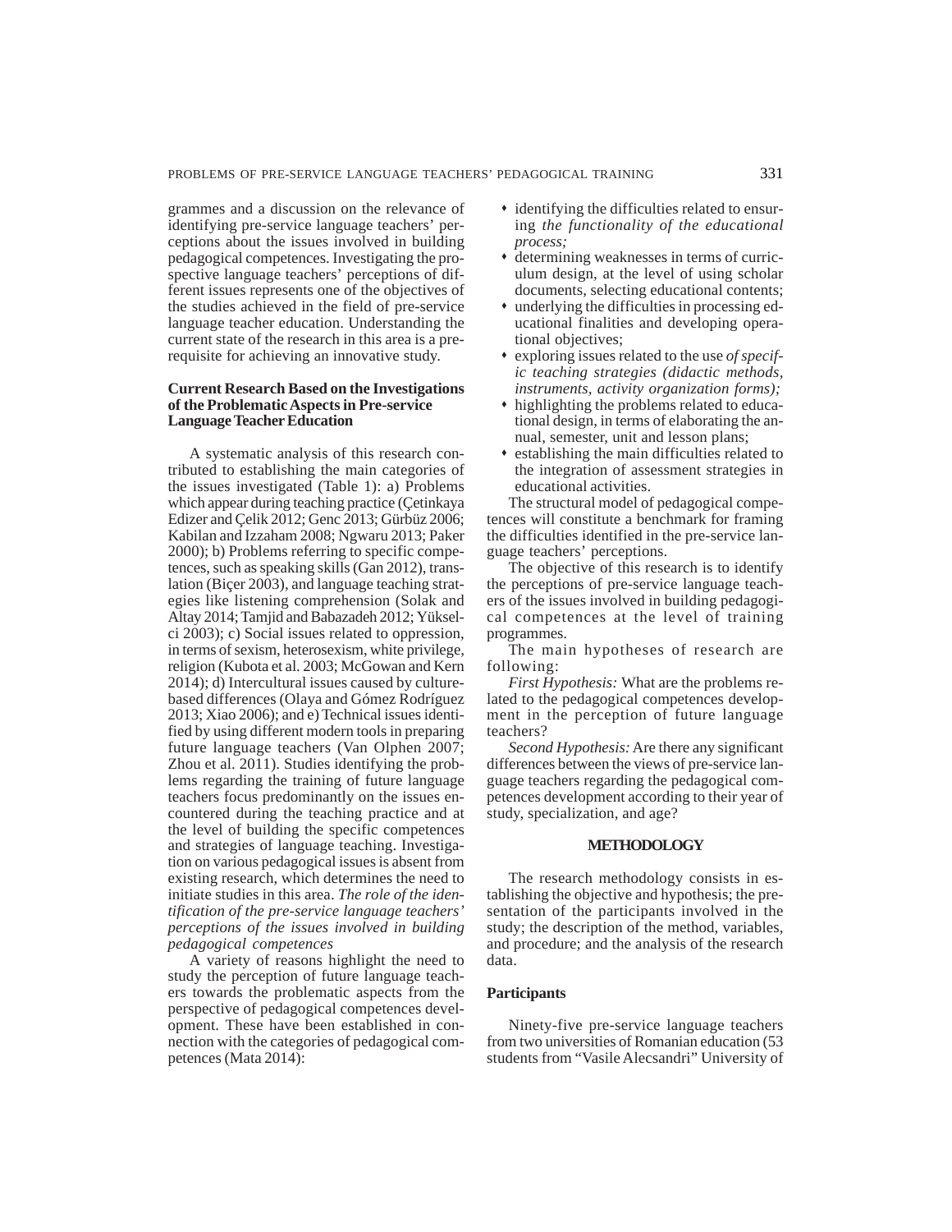grammes and a discussion on the relevance of identifying pre-service language teachers' perceptions about the issues involved in building pedagogical competences. Investigating the prospective language teachers' perceptions of different issues represents one of the objectives of the studies achieved in the field of pre-service language teacher education. Understanding the current state of the research in this area is a prerequisite for achieving an innovative study.

### Current Research Based on the Investigations of the Problematic Aspects in Pre-service Language Teacher Education

A systematic analysis of this research contributed to establishing the main categories of the issues investigated (Table 1): a) Problems which appear during teaching practice (Çetinkaya Edizer and Çelik 2012; Genc 2013; Gürbüz 2006; Kabilan and Izzaham 2008; Ngwaru 2013; Paker 2000); b) Problems referring to specific competences, such as speaking skills (Gan 2012), translation (Biçer 2003), and language teaching strategies like listening comprehension (Solak and Altay 2014; Tamjid and Babazadeh 2012; Yükselci 2003); c) Social issues related to oppression, in terms of sexism, heterosexism, white privilege, religion (Kubota et al. 2003; McGowan and Kern 2014); d) Intercultural issues caused by culture-based differences (Olaya and Gómez Rodríguez 2013; Xiao 2006); and e) Technical issues identified by using different modern tools in preparing future language teachers (Van Olphen 2007; Zhou et al. 2011). Studies identifying the problems regarding the training of future language teachers focus predominantly on the issues encountered during the teaching practice and at the level of building the specific competences and strategies of language teaching. Investigation on various pedagogical issues is absent from existing research, which determines the need to initiate studies in this area. *The role of the identification of the pre-service language teachers' perceptions of the issues involved in building pedagogical competences*

A variety of reasons highlight the need to study the perception of future language teachers towards the problematic aspects from the perspective of pedagogical competences development. These have been established in connection with the categories of pedagogical competences (Mata 2014):

- identifying the difficulties related to ensuring *the functionality of the educational process;*
- determining weaknesses in terms of curriculum design, at the level of using scholar documents, selecting educational contents;
- underlying the difficulties in processing educational finalities and developing operational objectives;
- exploring issues related to the use *of specific teaching strategies (didactic methods, instruments, activity organization forms);*
- highlighting the problems related to educational design, in terms of elaborating the annual, semester, unit and lesson plans;
- establishing the main difficulties related to the integration of assessment strategies in educational activities.

The structural model of pedagogical competences will constitute a benchmark for framing the difficulties identified in the pre-service language teachers' perceptions.

The objective of this research is to identify the perceptions of pre-service language teachers of the issues involved in building pedagogical competences at the level of training programmes.

The main hypotheses of research are following:

*First Hypothesis:* What are the problems related to the pedagogical competences development in the perception of future language teachers?

*Second Hypothesis:* Are there any significant differences between the views of pre-service language teachers regarding the pedagogical competences development according to their year of study, specialization, and age?

## METHODOLOGY

The research methodology consists in establishing the objective and hypothesis; the presentation of the participants involved in the study; the description of the method, variables, and procedure; and the analysis of the research data.

### Participants

Ninety-five pre-service language teachers from two universities of Romanian education (53 students from "Vasile Alecsandri" University of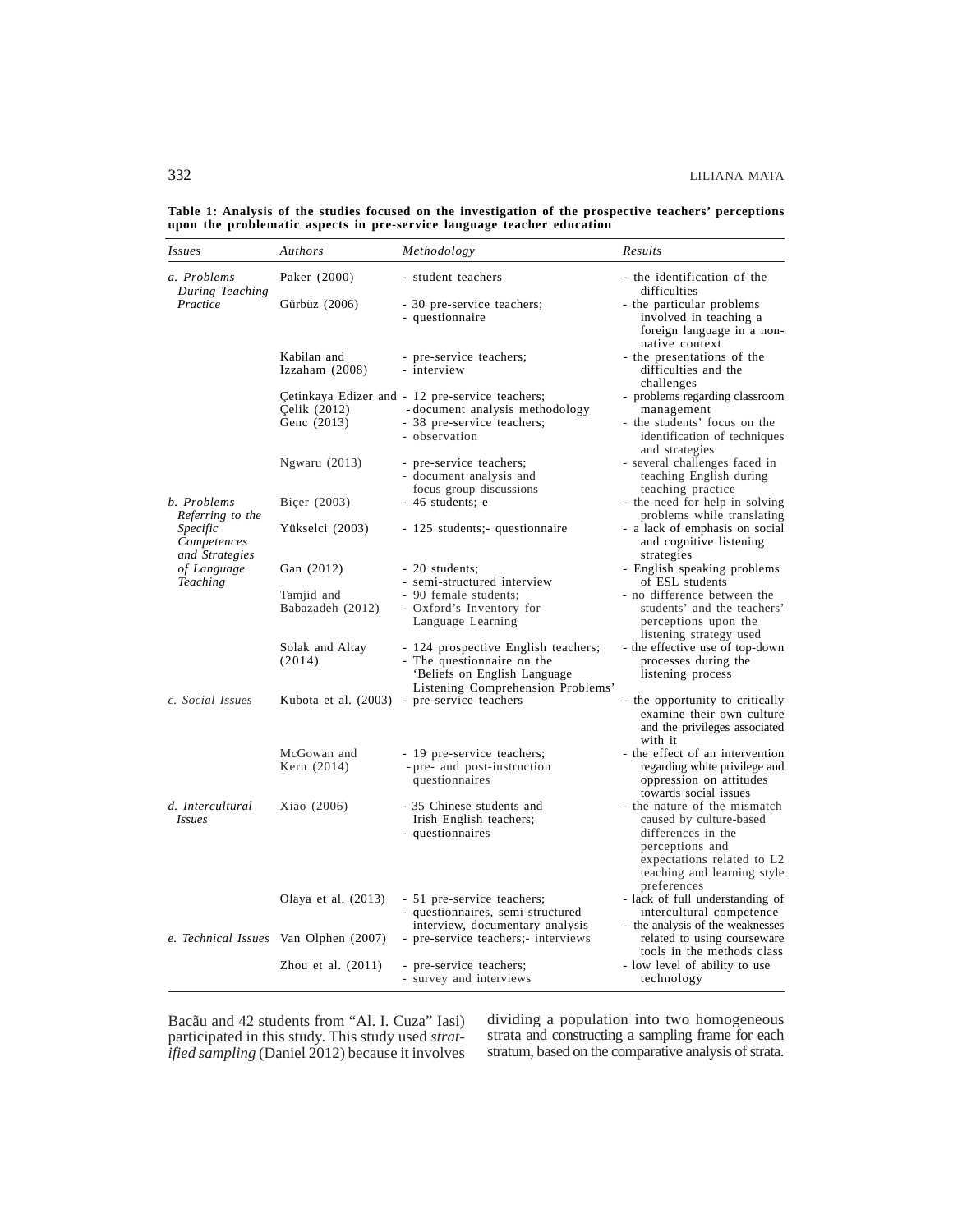**Table 1: Analysis of the studies focused on the investigation of the prospective teachers' perceptions upon the problematic aspects in pre-service language teacher education**

| *Issues* | *Authors* | *Methodology* | *Results* |
|---|---|---|---|
| *a. Problems During Teaching Practice* | Paker (2000) | - student teachers | - the identification of the difficulties |
| | Gürbüz (2006) | - 30 pre-service teachers;<br>- questionnaire | - the particular problems involved in teaching a foreign language in a non-native context |
| | Kabilan and Izzaham (2008) | - pre-service teachers;<br>- interview | - the presentations of the difficulties and the challenges |
| | Çetinkaya Edizer and Çelik (2012) | - 12 pre-service teachers;<br>- document analysis methodology | - problems regarding classroom management |
| | Genc (2013) | - 38 pre-service teachers;<br>- observation | - the students' focus on the identification of techniques and strategies |
| | Ngwaru (2013) | - pre-service teachers;<br>- document analysis and focus group discussions | - several challenges faced in teaching English during teaching practice |
| *b. Problems Referring to the Specific Competences and Strategies of Language Teaching* | Biçer (2003) | - 46 students; e | - the need for help in solving problems while translating |
| | Yükselci (2003) | - 125 students;- questionnaire | - a lack of emphasis on social and cognitive listening strategies |
| | Gan (2012) | - 20 students;<br>- semi-structured interview | - English speaking problems of ESL students |
| | Tamjid and Babazadeh (2012) | - 90 female students;<br>- Oxford's Inventory for Language Learning | - no difference between the students' and the teachers' perceptions upon the listening strategy used |
| | Solak and Altay (2014) | - 124 prospective English teachers;<br>- The questionnaire on the 'Beliefs on English Language Listening Comprehension Problems' | - the effective use of top-down processes during the listening process |
| *c. Social Issues* | Kubota et al. (2003) | - pre-service teachers | - the opportunity to critically examine their own culture and the privileges associated with it |
| | McGowan and Kern (2014) | - 19 pre-service teachers;<br>- pre- and post-instruction questionnaires | - the effect of an intervention regarding white privilege and oppression on attitudes towards social issues |
| *d. Intercultural Issues* | Xiao (2006) | - 35 Chinese students and Irish English teachers;<br>- questionnaires | - the nature of the mismatch caused by culture-based differences in the perceptions and expectations related to L2 teaching and learning style preferences |
| | Olaya et al. (2013) | - 51 pre-service teachers;<br>- questionnaires, semi-structured interview, documentary analysis | - lack of full understanding of intercultural competence |
| *e. Technical Issues* | Van Olphen (2007) | - pre-service teachers;- interviews | - the analysis of the weaknesses related to using courseware tools in the methods class |
| | Zhou et al. (2011) | - pre-service teachers;<br>- survey and interviews | - low level of ability to use technology |

Bacău and 42 students from "Al. I. Cuza" Iasi) participated in this study. This study used *stratified sampling* (Daniel 2012) because it involves dividing a population into two homogeneous strata and constructing a sampling frame for each stratum, based on the comparative analysis of strata.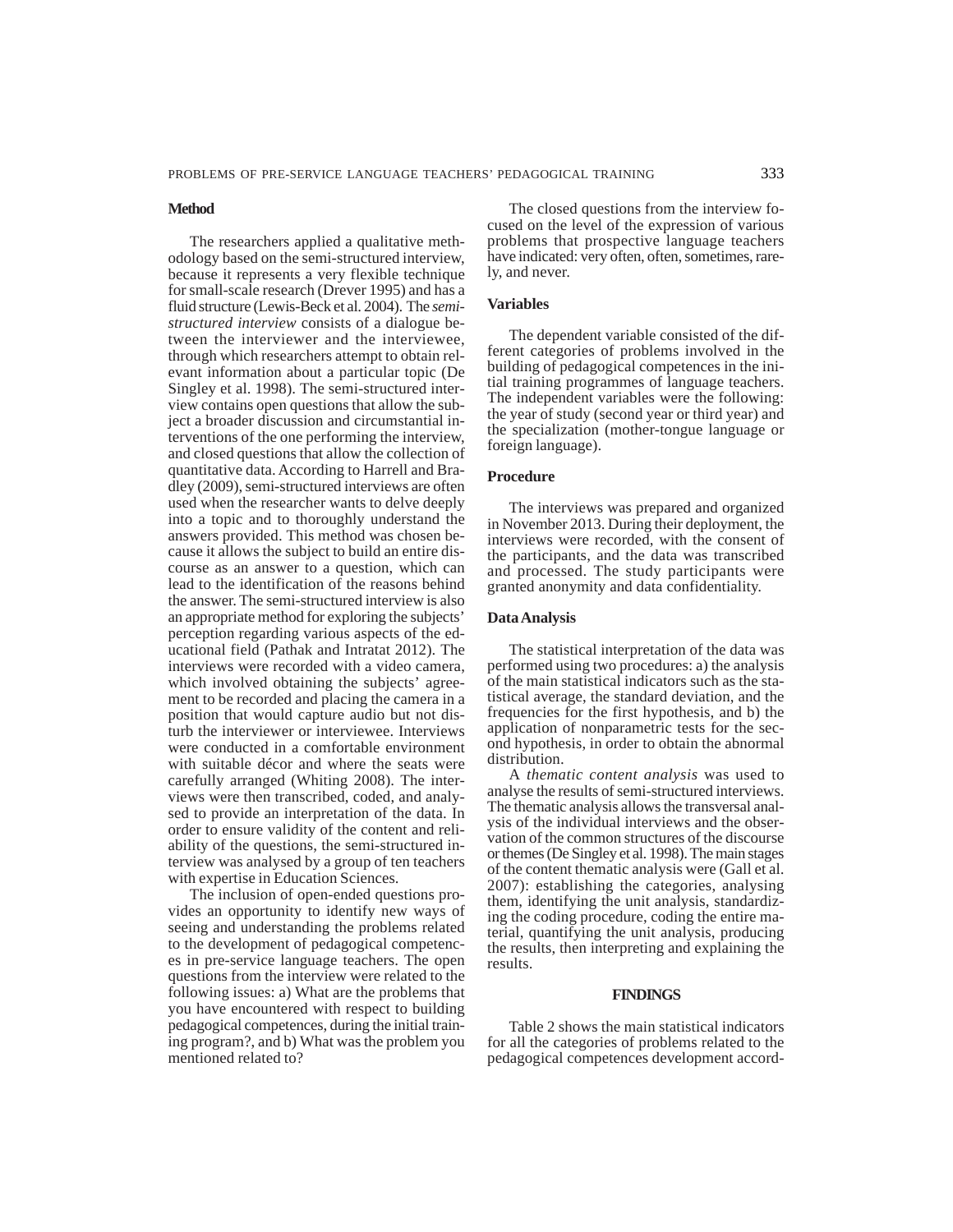### Method

The researchers applied a qualitative methodology based on the semi-structured interview, because it represents a very flexible technique for small-scale research (Drever 1995) and has a fluid structure (Lewis-Beck et al. 2004). The *semi-structured interview* consists of a dialogue between the interviewer and the interviewee, through which researchers attempt to obtain relevant information about a particular topic (De Singley et al. 1998). The semi-structured interview contains open questions that allow the subject a broader discussion and circumstantial interventions of the one performing the interview, and closed questions that allow the collection of quantitative data. According to Harrell and Bradley (2009), semi-structured interviews are often used when the researcher wants to delve deeply into a topic and to thoroughly understand the answers provided. This method was chosen because it allows the subject to build an entire discourse as an answer to a question, which can lead to the identification of the reasons behind the answer. The semi-structured interview is also an appropriate method for exploring the subjects' perception regarding various aspects of the educational field (Pathak and Intratat 2012). The interviews were recorded with a video camera, which involved obtaining the subjects' agreement to be recorded and placing the camera in a position that would capture audio but not disturb the interviewer or interviewee. Interviews were conducted in a comfortable environment with suitable décor and where the seats were carefully arranged (Whiting 2008). The interviews were then transcribed, coded, and analysed to provide an interpretation of the data. In order to ensure validity of the content and reliability of the questions, the semi-structured interview was analysed by a group of ten teachers with expertise in Education Sciences.

The inclusion of open-ended questions provides an opportunity to identify new ways of seeing and understanding the problems related to the development of pedagogical competences in pre-service language teachers. The open questions from the interview were related to the following issues: a) What are the problems that you have encountered with respect to building pedagogical competences, during the initial training program?, and b) What was the problem you mentioned related to?

The closed questions from the interview focused on the level of the expression of various problems that prospective language teachers have indicated: very often, often, sometimes, rarely, and never.

### Variables

The dependent variable consisted of the different categories of problems involved in the building of pedagogical competences in the initial training programmes of language teachers. The independent variables were the following: the year of study (second year or third year) and the specialization (mother-tongue language or foreign language).

### Procedure

The interviews was prepared and organized in November 2013. During their deployment, the interviews were recorded, with the consent of the participants, and the data was transcribed and processed. The study participants were granted anonymity and data confidentiality.

### Data Analysis

The statistical interpretation of the data was performed using two procedures: a) the analysis of the main statistical indicators such as the statistical average, the standard deviation, and the frequencies for the first hypothesis, and b) the application of nonparametric tests for the second hypothesis, in order to obtain the abnormal distribution.

A *thematic content analysis* was used to analyse the results of semi-structured interviews. The thematic analysis allows the transversal analysis of the individual interviews and the observation of the common structures of the discourse or themes (De Singley et al. 1998). The main stages of the content thematic analysis were (Gall et al. 2007): establishing the categories, analysing them, identifying the unit analysis, standardizing the coding procedure, coding the entire material, quantifying the unit analysis, producing the results, then interpreting and explaining the results.

## FINDINGS

Table 2 shows the main statistical indicators for all the categories of problems related to the pedagogical competences development accord-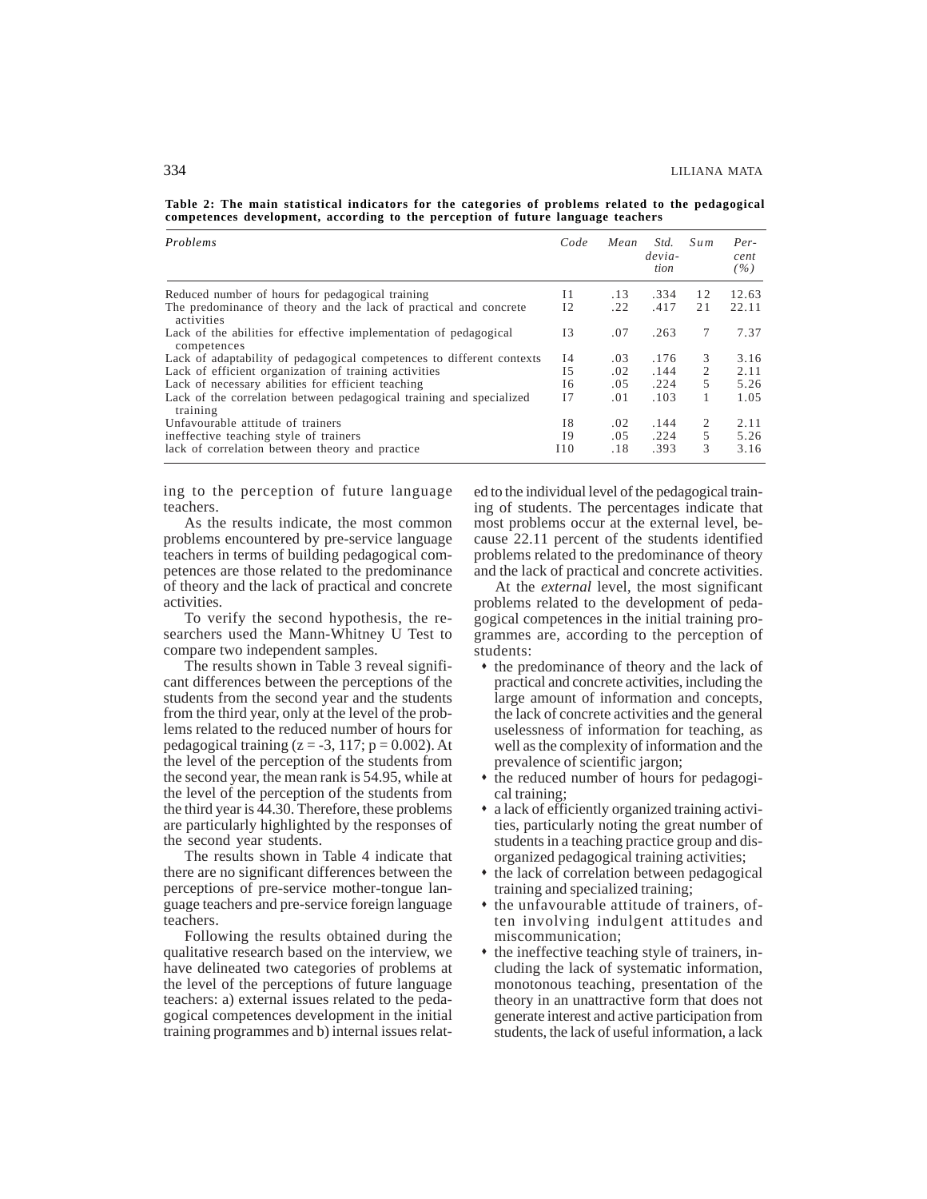**Table 2: The main statistical indicators for the categories of problems related to the pedagogical competences development, according to the perception of future language teachers**

| *Problems* | *Code* | *Mean* | *Std. deviation* | *Sum* | *Percent (%)* |
|---|---|---|---|---|---|
| Reduced number of hours for pedagogical training | I1 | .13 | .334 | 12 | 12.63 |
| The predominance of theory and the lack of practical and concrete activities | I2 | .22 | .417 | 21 | 22.11 |
| Lack of the abilities for effective implementation of pedagogical competences | I3 | .07 | .263 | 7 | 7.37 |
| Lack of adaptability of pedagogical competences to different contexts | I4 | .03 | .176 | 3 | 3.16 |
| Lack of efficient organization of training activities | I5 | .02 | .144 | 2 | 2.11 |
| Lack of necessary abilities for efficient teaching | I6 | .05 | .224 | 5 | 5.26 |
| Lack of the correlation between pedagogical training and specialized training | I7 | .01 | .103 | 1 | 1.05 |
| Unfavourable attitude of trainers | I8 | .02 | .144 | 2 | 2.11 |
| ineffective teaching style of trainers | I9 | .05 | .224 | 5 | 5.26 |
| lack of correlation between theory and practice | I10 | .18 | .393 | 3 | 3.16 |

ing to the perception of future language teachers.

As the results indicate, the most common problems encountered by pre-service language teachers in terms of building pedagogical competences are those related to the predominance of theory and the lack of practical and concrete activities.

To verify the second hypothesis, the researchers used the Mann-Whitney U Test to compare two independent samples.

The results shown in Table 3 reveal significant differences between the perceptions of the students from the second year and the students from the third year, only at the level of the problems related to the reduced number of hours for pedagogical training ($z = -3, 117$; $p = 0.002$). At the level of the perception of the students from the second year, the mean rank is 54.95, while at the level of the perception of the students from the third year is 44.30. Therefore, these problems are particularly highlighted by the responses of the second year students.

The results shown in Table 4 indicate that there are no significant differences between the perceptions of pre-service mother-tongue language teachers and pre-service foreign language teachers.

Following the results obtained during the qualitative research based on the interview, we have delineated two categories of problems at the level of the perceptions of future language teachers: a) external issues related to the pedagogical competences development in the initial training programmes and b) internal issues related to the individual level of the pedagogical training of students. The percentages indicate that most problems occur at the external level, because 22.11 percent of the students identified problems related to the predominance of theory and the lack of practical and concrete activities.

At the *external* level, the most significant problems related to the development of pedagogical competences in the initial training programmes are, according to the perception of students:

- the predominance of theory and the lack of practical and concrete activities, including the large amount of information and concepts, the lack of concrete activities and the general uselessness of information for teaching, as well as the complexity of information and the prevalence of scientific jargon;
- the reduced number of hours for pedagogical training;
- a lack of efficiently organized training activities, particularly noting the great number of students in a teaching practice group and disorganized pedagogical training activities;
- the lack of correlation between pedagogical training and specialized training;
- the unfavourable attitude of trainers, often involving indulgent attitudes and miscommunication;
- the ineffective teaching style of trainers, including the lack of systematic information, monotonous teaching, presentation of the theory in an unattractive form that does not generate interest and active participation from students, the lack of useful information, a lack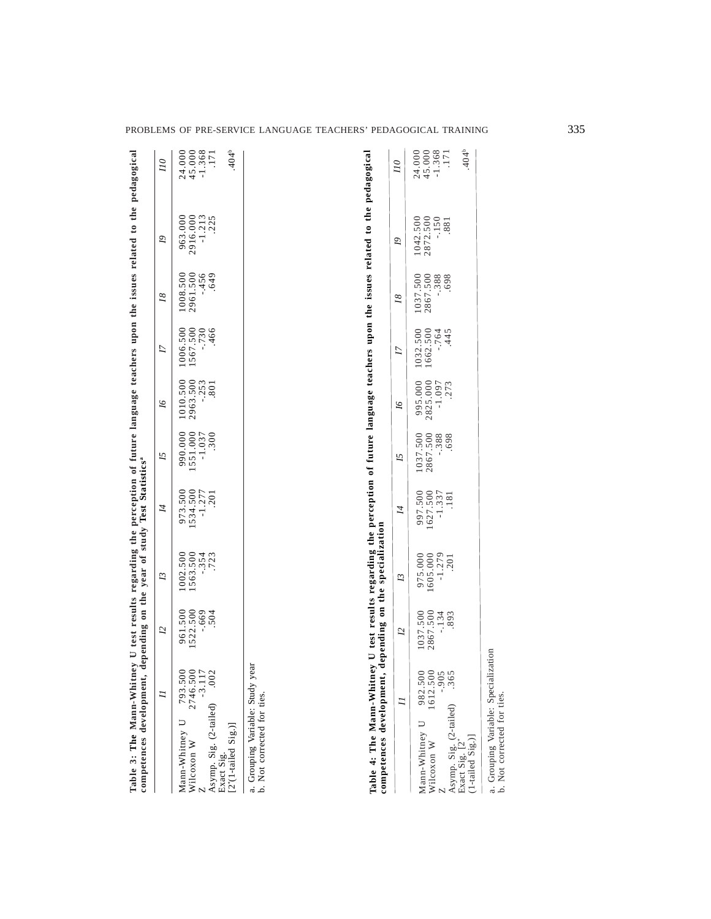**Table 3: The Mann-Whitney U test results regarding the perception of future language teachers upon the issues related to the pedagogical competences development, depending on the year of study Test Statistics[a]**

| | I1 | I2 | I3 | I4 | I5 | I6 | I7 | I8 | I9 | I10 |
|---|---|---|---|---|---|---|---|---|---|---|
| Mann-Whitney U | 793.500 | 961.500 | 1002.500 | 973.500 | 990.000 | 1010.500 | 1006.500 | 1008.500 | 963.000 | 24.000 |
| Wilcoxon W | 2746.500 | 1522.500 | 1563.500 | 1534.500 | 1551.000 | 2963.500 | 1567.500 | 2961.500 | 2916.000 | 45.000 |
| Z | -3.117 | -.669 | -.354 | -1.277 | -1.037 | -.253 | -.730 | -.456 | -1.213 | -1.368 |
| Asymp. Sig. (2-tailed) | .002 | .504 | .723 | .201 | .300 | .801 | .466 | .649 | .225 | .171 |
| Exact Sig. [2*(1-tailed Sig.)] | | | | | | | | | | .404[b] |

a. Grouping Variable: Study year
b. Not corrected for ties.

**Table 4: The Mann-Whitney U test results regarding the perception of future language teachers upon the issues related to the pedagogical competences development, depending on the specialization**

| | I1 | I2 | I3 | I4 | I5 | I6 | I7 | I8 | I9 | I10 |
|---|---|---|---|---|---|---|---|---|---|---|
| Mann-Whitney U | 982.500 | 1037.500 | 975.000 | 997.500 | 1037.500 | 995.000 | 1032.500 | 1037.500 | 1042.500 | 24.000 |
| Wilcoxon W | 1612.500 | 2867.500 | 1605.000 | 1627.500 | 2867.500 | 2825.000 | 1662.500 | 2867.500 | 2872.500 | 45.000 |
| Z | -.905 | -.134 | -1.279 | -1.337 | -.388 | -1.097 | -.764 | -.388 | -.150 | -1.368 |
| Asymp. Sig. (2-tailed) | .365 | .893 | .201 | .181 | .698 | .273 | .445 | .698 | .881 | .171 |
| Exact Sig. [2*(1-tailed Sig.)] | | | | | | | | | | .404[b] |

a. Grouping Variable: Specialization
b. Not corrected for ties.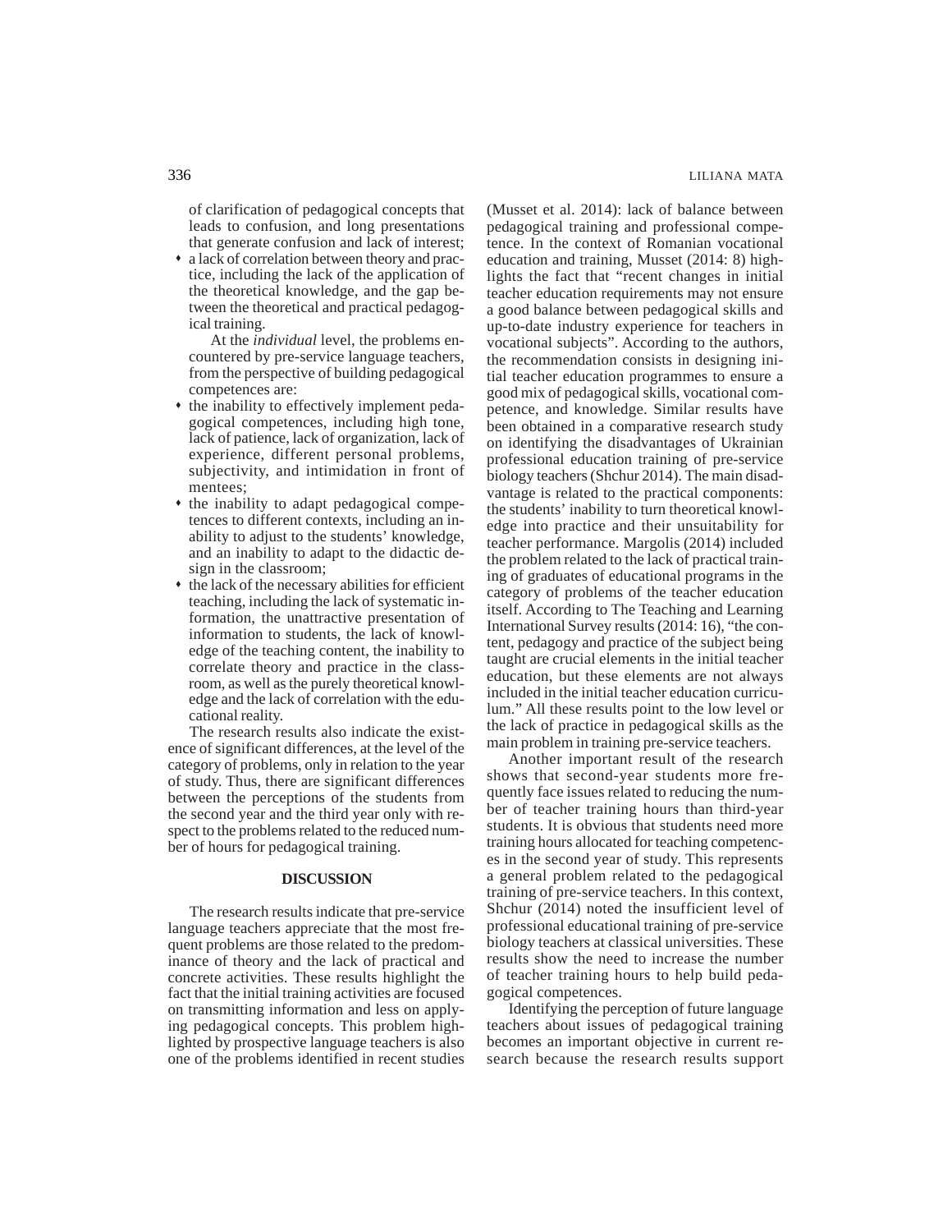of clarification of pedagogical concepts that leads to confusion, and long presentations that generate confusion and lack of interest;

- a lack of correlation between theory and practice, including the lack of the application of the theoretical knowledge, and the gap between the theoretical and practical pedagogical training.

At the *individual* level, the problems encountered by pre-service language teachers, from the perspective of building pedagogical competences are:

- the inability to effectively implement pedagogical competences, including high tone, lack of patience, lack of organization, lack of experience, different personal problems, subjectivity, and intimidation in front of mentees;
- the inability to adapt pedagogical competences to different contexts, including an inability to adjust to the students' knowledge, and an inability to adapt to the didactic design in the classroom;
- the lack of the necessary abilities for efficient teaching, including the lack of systematic information, the unattractive presentation of information to students, the lack of knowledge of the teaching content, the inability to correlate theory and practice in the classroom, as well as the purely theoretical knowledge and the lack of correlation with the educational reality.

The research results also indicate the existence of significant differences, at the level of the category of problems, only in relation to the year of study. Thus, there are significant differences between the perceptions of the students from the second year and the third year only with respect to the problems related to the reduced number of hours for pedagogical training.

## DISCUSSION

The research results indicate that pre-service language teachers appreciate that the most frequent problems are those related to the predominance of theory and the lack of practical and concrete activities. These results highlight the fact that the initial training activities are focused on transmitting information and less on applying pedagogical concepts. This problem highlighted by prospective language teachers is also one of the problems identified in recent studies (Musset et al. 2014): lack of balance between pedagogical training and professional competence. In the context of Romanian vocational education and training, Musset (2014: 8) highlights the fact that "recent changes in initial teacher education requirements may not ensure a good balance between pedagogical skills and up-to-date industry experience for teachers in vocational subjects". According to the authors, the recommendation consists in designing initial teacher education programmes to ensure a good mix of pedagogical skills, vocational competence, and knowledge. Similar results have been obtained in a comparative research study on identifying the disadvantages of Ukrainian professional education training of pre-service biology teachers (Shchur 2014). The main disadvantage is related to the practical components: the students' inability to turn theoretical knowledge into practice and their unsuitability for teacher performance. Margolis (2014) included the problem related to the lack of practical training of graduates of educational programs in the category of problems of the teacher education itself. According to The Teaching and Learning International Survey results (2014: 16), "the content, pedagogy and practice of the subject being taught are crucial elements in the initial teacher education, but these elements are not always included in the initial teacher education curriculum." All these results point to the low level or the lack of practice in pedagogical skills as the main problem in training pre-service teachers.

Another important result of the research shows that second-year students more frequently face issues related to reducing the number of teacher training hours than third-year students. It is obvious that students need more training hours allocated for teaching competences in the second year of study. This represents a general problem related to the pedagogical training of pre-service teachers. In this context, Shchur (2014) noted the insufficient level of professional educational training of pre-service biology teachers at classical universities. These results show the need to increase the number of teacher training hours to help build pedagogical competences.

Identifying the perception of future language teachers about issues of pedagogical training becomes an important objective in current research because the research results support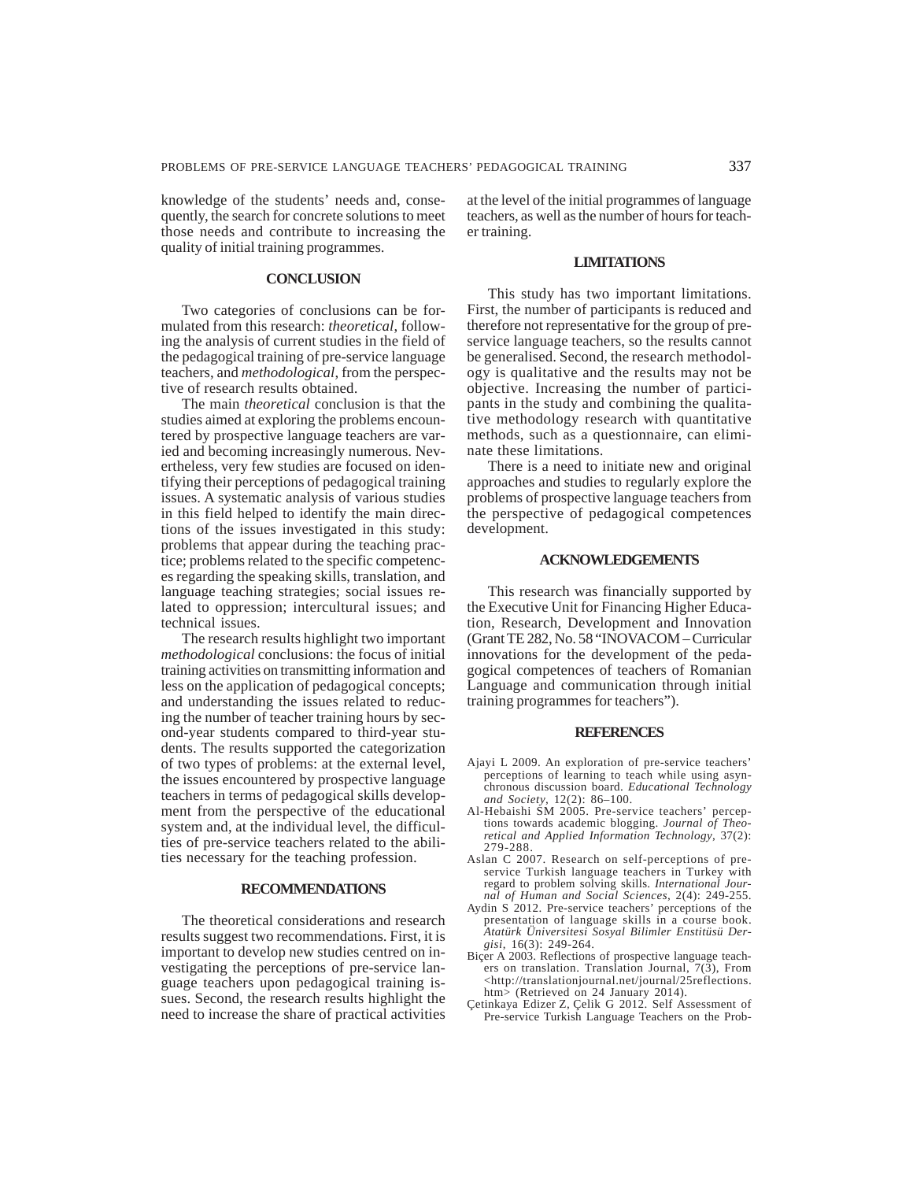knowledge of the students' needs and, consequently, the search for concrete solutions to meet those needs and contribute to increasing the quality of initial training programmes.

## CONCLUSION

Two categories of conclusions can be formulated from this research: *theoretical*, following the analysis of current studies in the field of the pedagogical training of pre-service language teachers, and *methodological*, from the perspective of research results obtained.

The main *theoretical* conclusion is that the studies aimed at exploring the problems encountered by prospective language teachers are varied and becoming increasingly numerous. Nevertheless, very few studies are focused on identifying their perceptions of pedagogical training issues. A systematic analysis of various studies in this field helped to identify the main directions of the issues investigated in this study: problems that appear during the teaching practice; problems related to the specific competences regarding the speaking skills, translation, and language teaching strategies; social issues related to oppression; intercultural issues; and technical issues.

The research results highlight two important *methodological* conclusions: the focus of initial training activities on transmitting information and less on the application of pedagogical concepts; and understanding the issues related to reducing the number of teacher training hours by second-year students compared to third-year students. The results supported the categorization of two types of problems: at the external level, the issues encountered by prospective language teachers in terms of pedagogical skills development from the perspective of the educational system and, at the individual level, the difficulties of pre-service teachers related to the abilities necessary for the teaching profession.

## RECOMMENDATIONS

The theoretical considerations and research results suggest two recommendations. First, it is important to develop new studies centred on investigating the perceptions of pre-service language teachers upon pedagogical training issues. Second, the research results highlight the need to increase the share of practical activities at the level of the initial programmes of language teachers, as well as the number of hours for teacher training.

## LIMITATIONS

This study has two important limitations. First, the number of participants is reduced and therefore not representative for the group of pre-service language teachers, so the results cannot be generalised. Second, the research methodology is qualitative and the results may not be objective. Increasing the number of participants in the study and combining the qualitative methodology research with quantitative methods, such as a questionnaire, can eliminate these limitations.

There is a need to initiate new and original approaches and studies to regularly explore the problems of prospective language teachers from the perspective of pedagogical competences development.

## ACKNOWLEDGEMENTS

This research was financially supported by the Executive Unit for Financing Higher Education, Research, Development and Innovation (Grant TE 282, No. 58 "INOVACOM – Curricular innovations for the development of the pedagogical competences of teachers of Romanian Language and communication through initial training programmes for teachers").

## REFERENCES

Ajayi L 2009. An exploration of pre-service teachers' perceptions of learning to teach while using asynchronous discussion board. *Educational Technology and Society*, 12(2): 86–100.

Al-Hebaishi SM 2005. Pre-service teachers' perceptions towards academic blogging. *Journal of Theoretical and Applied Information Technology*, 37(2): 279-288.

Aslan C 2007. Research on self-perceptions of pre-service Turkish language teachers in Turkey with regard to problem solving skills. *International Journal of Human and Social Sciences*, 2(4): 249-255.

Aydin S 2012. Pre-service teachers' perceptions of the presentation of language skills in a course book. *Atatürk Üniversitesi Sosyal Bilimler Enstitüsü Dergisi*, 16(3): 249-264.

Biçer A 2003. Reflections of prospective language teachers on translation. Translation Journal, 7(3), From <http://translationjournal.net/journal/25reflections.htm> (Retrieved on 24 January 2014).

Çetinkaya Edizer Z, Çelik G 2012. Self Assessment of Pre-service Turkish Language Teachers on the Prob-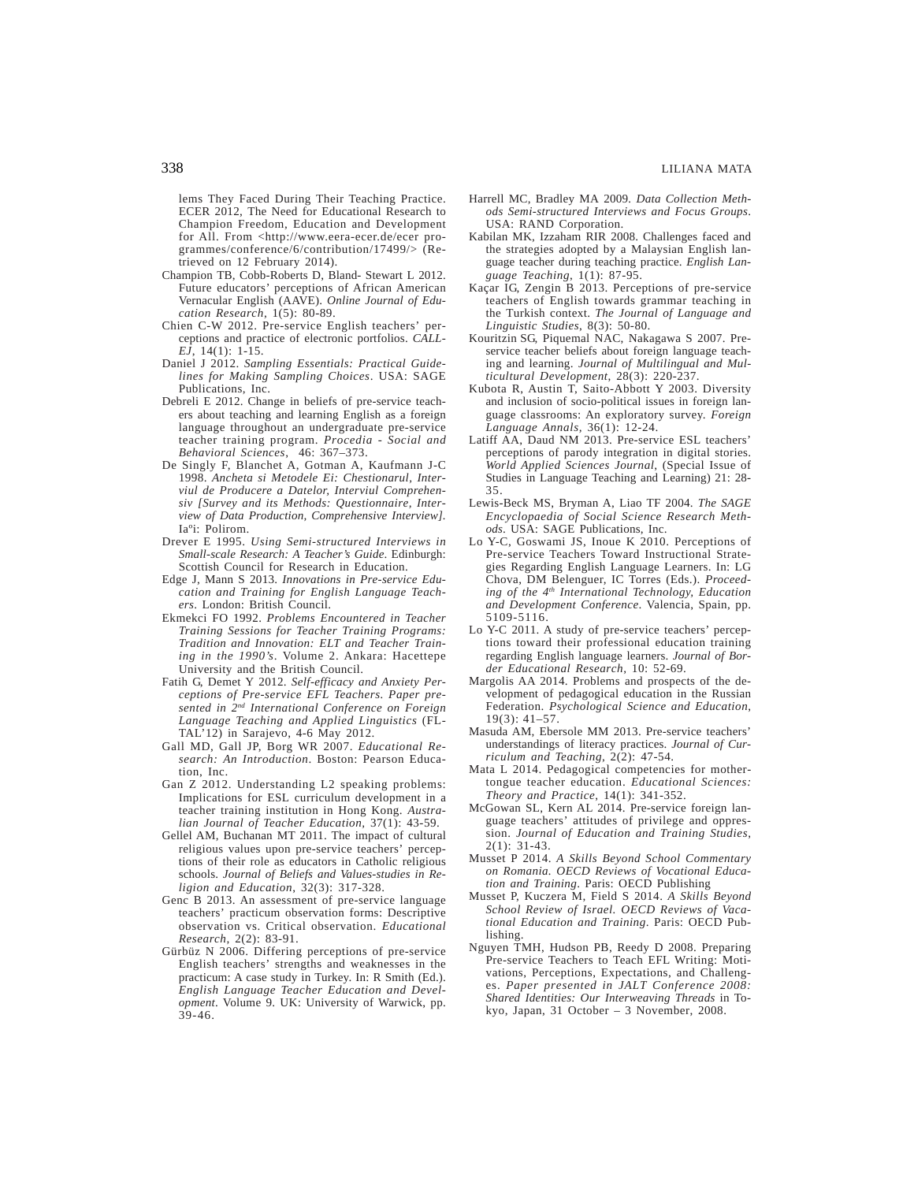lems They Faced During Their Teaching Practice. ECER 2012, The Need for Educational Research to Champion Freedom, Education and Development for All. From <http://www.eera-ecer.de/ecer programmes/conference/6/contribution/17499/> (Retrieved on 12 February 2014).

Champion TB, Cobb-Roberts D, Bland- Stewart L 2012. Future educators' perceptions of African American Vernacular English (AAVE). *Online Journal of Education Research*, 1(5): 80-89.

Chien C-W 2012. Pre-service English teachers' perceptions and practice of electronic portfolios. *CALL-EJ*, 14(1): 1-15.

Daniel J 2012. *Sampling Essentials: Practical Guidelines for Making Sampling Choices*. USA: SAGE Publications, Inc.

Debreli E 2012. Change in beliefs of pre-service teachers about teaching and learning English as a foreign language throughout an undergraduate pre-service teacher training program. *Procedia - Social and Behavioral Sciences*, 46: 367–373.

De Singly F, Blanchet A, Gotman A, Kaufmann J-C 1998. *Ancheta si Metodele Ei: Chestionarul, Interviul de Producere a Datelor, Interviul Comprehensiv [Survey and its Methods: Questionnaire, Interview of Data Production, Comprehensive Interview]*. Iaºi: Polirom.

Drever E 1995. *Using Semi-structured Interviews in Small-scale Research: A Teacher's Guide*. Edinburgh: Scottish Council for Research in Education.

Edge J, Mann S 2013. *Innovations in Pre-service Education and Training for English Language Teachers*. London: British Council.

Ekmekci FO 1992. *Problems Encountered in Teacher Training Sessions for Teacher Training Programs: Tradition and Innovation: ELT and Teacher Training in the 1990's*. Volume 2. Ankara: Hacettepe University and the British Council.

Fatih G, Demet Y 2012. *Self-efficacy and Anxiety Perceptions of Pre-service EFL Teachers. Paper presented in 2nd International Conference on Foreign Language Teaching and Applied Linguistics* (FLTAL'12) in Sarajevo, 4-6 May 2012.

Gall MD, Gall JP, Borg WR 2007. *Educational Research: An Introduction*. Boston: Pearson Education, Inc.

Gan Z 2012. Understanding L2 speaking problems: Implications for ESL curriculum development in a teacher training institution in Hong Kong. *Australian Journal of Teacher Education*, 37(1): 43-59.

Gellel AM, Buchanan MT 2011. The impact of cultural religious values upon pre-service teachers' perceptions of their role as educators in Catholic religious schools. *Journal of Beliefs and Values-studies in Religion and Education*, 32(3): 317-328.

Genc B 2013. An assessment of pre-service language teachers' practicum observation forms: Descriptive observation vs. Critical observation. *Educational Research*, 2(2): 83-91.

Gürbüz N 2006. Differing perceptions of pre-service English teachers' strengths and weaknesses in the practicum: A case study in Turkey. In: R Smith (Ed.). *English Language Teacher Education and Development*. Volume 9. UK: University of Warwick, pp. 39-46.

Harrell MC, Bradley MA 2009. *Data Collection Methods Semi-structured Interviews and Focus Groups*. USA: RAND Corporation.

Kabilan MK, Izzaham RIR 2008. Challenges faced and the strategies adopted by a Malaysian English language teacher during teaching practice. *English Language Teaching*, 1(1): 87-95.

Kaçar IG, Zengin B 2013. Perceptions of pre-service teachers of English towards grammar teaching in the Turkish context. *The Journal of Language and Linguistic Studies*, 8(3): 50-80.

Kouritzin SG, Piquemal NAC, Nakagawa S 2007. Preservice teacher beliefs about foreign language teaching and learning. *Journal of Multilingual and Multicultural Development*, 28(3): 220-237.

Kubota R, Austin T, Saito-Abbott Y 2003. Diversity and inclusion of socio-political issues in foreign language classrooms: An exploratory survey. *Foreign Language Annals*, 36(1): 12-24.

Latiff AA, Daud NM 2013. Pre-service ESL teachers' perceptions of parody integration in digital stories. *World Applied Sciences Journal*, (Special Issue of Studies in Language Teaching and Learning) 21: 28-35.

Lewis-Beck MS, Bryman A, Liao TF 2004. *The SAGE Encyclopaedia of Social Science Research Methods*. USA: SAGE Publications, Inc.

Lo Y-C, Goswami JS, Inoue K 2010. Perceptions of Pre-service Teachers Toward Instructional Strategies Regarding English Language Learners. In: LG Chova, DM Belenguer, IC Torres (Eds.). *Proceeding of the 4th International Technology, Education and Development Conference*. Valencia, Spain, pp. 5109-5116.

Lo Y-C 2011. A study of pre-service teachers' perceptions toward their professional education training regarding English language learners. *Journal of Border Educational Research*, 10: 52-69.

Margolis AA 2014. Problems and prospects of the development of pedagogical education in the Russian Federation. *Psychological Science and Education*, 19(3): 41–57.

Masuda AM, Ebersole MM 2013. Pre-service teachers' understandings of literacy practices. *Journal of Curriculum and Teaching*, 2(2): 47-54.

Mata L 2014. Pedagogical competencies for mother-tongue teacher education. *Educational Sciences: Theory and Practice*, 14(1): 341-352.

McGowan SL, Kern AL 2014. Pre-service foreign language teachers' attitudes of privilege and oppression. *Journal of Education and Training Studies*, 2(1): 31-43.

Musset P 2014. *A Skills Beyond School Commentary on Romania. OECD Reviews of Vocational Education and Training*. Paris: OECD Publishing

Musset P, Kuczera M, Field S 2014. *A Skills Beyond School Review of Israel. OECD Reviews of Vocational Education and Training*. Paris: OECD Publishing.

Nguyen TMH, Hudson PB, Reedy D 2008. Preparing Pre-service Teachers to Teach EFL Writing: Motivations, Perceptions, Expectations, and Challenges. *Paper presented in JALT Conference 2008: Shared Identities: Our Interweaving Threads* in Tokyo, Japan, 31 October – 3 November, 2008.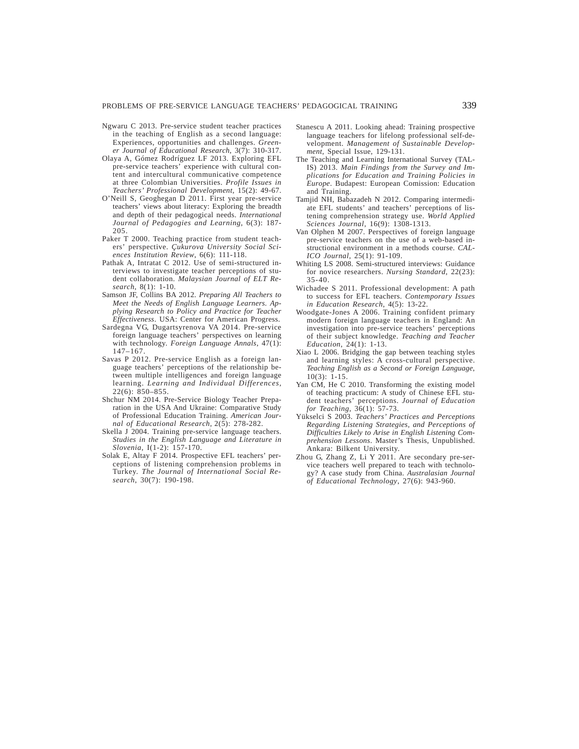Ngwaru C 2013. Pre-service student teacher practices in the teaching of English as a second language: Experiences, opportunities and challenges. *Greener Journal of Educational Research*, 3(7): 310-317.

Olaya A, Gómez Rodríguez LF 2013. Exploring EFL pre-service teachers' experience with cultural content and intercultural communicative competence at three Colombian Universities. *Profile Issues in Teachers' Professional Development*, 15(2): 49-67.

O'Neill S, Geoghegan D 2011. First year pre-service teachers' views about literacy: Exploring the breadth and depth of their pedagogical needs. *International Journal of Pedagogies and Learning*, 6(3): 187-205.

Paker T 2000. Teaching practice from student teachers' perspective. *Çukurova University Social Sciences Institution Review*, 6(6): 111-118.

Pathak A, Intratat C 2012. Use of semi-structured interviews to investigate teacher perceptions of student collaboration. *Malaysian Journal of ELT Research*, 8(1): 1-10.

Samson JF, Collins BA 2012. *Preparing All Teachers to Meet the Needs of English Language Learners. Applying Research to Policy and Practice for Teacher Effectiveness*. USA: Center for American Progress.

Sardegna VG, Dugartsyrenova VA 2014. Pre-service foreign language teachers' perspectives on learning with technology. *Foreign Language Annals*, 47(1): 147–167.

Savas P 2012. Pre-service English as a foreign language teachers' perceptions of the relationship between multiple intelligences and foreign language learning. *Learning and Individual Differences*, 22(6): 850–855.

Shchur NM 2014. Pre-Service Biology Teacher Preparation in the USA And Ukraine: Comparative Study of Professional Education Training. *American Journal of Educational Research*, 2(5): 278-282.

Skella J 2004. Training pre-service language teachers. *Studies in the English Language and Literature in Slovenia*, I(1-2): 157-170.

Solak E, Altay F 2014. Prospective EFL teachers' perceptions of listening comprehension problems in Turkey. *The Journal of International Social Research*, 30(7): 190-198.

Stanescu A 2011. Looking ahead: Training prospective language teachers for lifelong professional self-development. *Management of Sustainable Development*, Special Issue, 129-131.

The Teaching and Learning International Survey (TALIS) 2013. *Main Findings from the Survey and Implications for Education and Training Policies in Europe*. Budapest: European Comission: Education and Training.

Tamjid NH, Babazadeh N 2012. Comparing intermediate EFL students' and teachers' perceptions of listening comprehension strategy use. *World Applied Sciences Journal*, 16(9): 1308-1313.

Van Olphen M 2007. Perspectives of foreign language pre-service teachers on the use of a web-based instructional environment in a methods course. *CALICO Journal*, 25(1): 91-109.

Whiting LS 2008. Semi-structured interviews: Guidance for novice researchers. *Nursing Standard*, 22(23): 35-40.

Wichadee S 2011. Professional development: A path to success for EFL teachers. *Contemporary Issues in Education Research*, 4(5): 13-22.

Woodgate-Jones A 2006. Training confident primary modern foreign language teachers in England: An investigation into pre-service teachers' perceptions of their subject knowledge. *Teaching and Teacher Education*, 24(1): 1-13.

Xiao L 2006. Bridging the gap between teaching styles and learning styles: A cross-cultural perspective. *Teaching English as a Second or Foreign Language*, 10(3): 1-15.

Yan CM, He C 2010. Transforming the existing model of teaching practicum: A study of Chinese EFL student teachers' perceptions. *Journal of Education for Teaching*, 36(1): 57-73.

Yükselci S 2003. *Teachers' Practices and Perceptions Regarding Listening Strategies, and Perceptions of Difficulties Likely to Arise in English Listening Comprehension Lessons*. Master's Thesis, Unpublished. Ankara: Bilkent University.

Zhou G, Zhang Z, Li Y 2011. Are secondary pre-service teachers well prepared to teach with technology? A case study from China. *Australasian Journal of Educational Technology*, 27(6): 943-960.